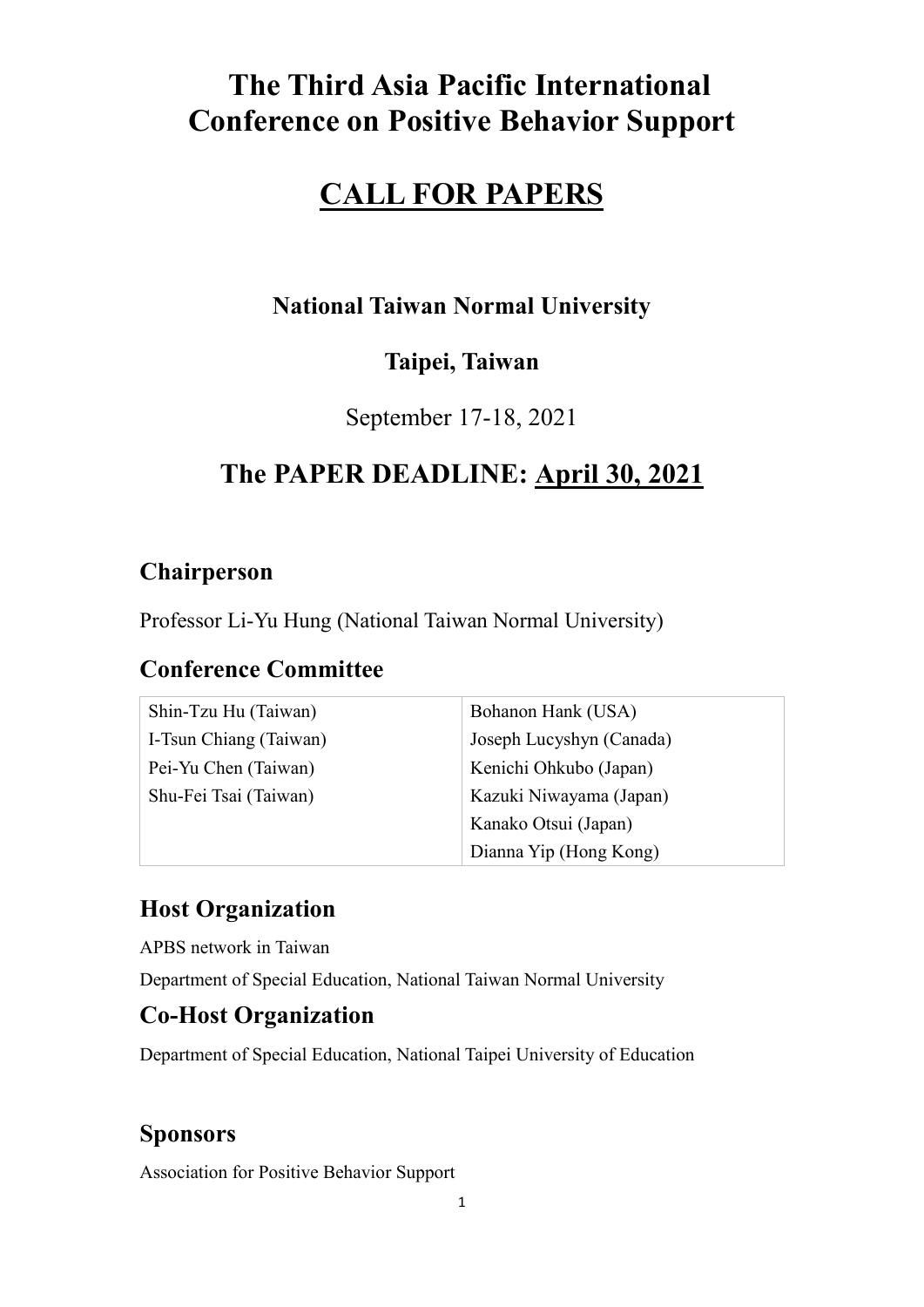# The Third Asia Pacific International Conference on Positive Behavior Support

# CALL FOR PAPERS

### National Taiwan Normal University

### Taipei, Taiwan

September 17-18, 2021

## The PAPER DEADLINE: April 30, 2021

## Chairperson

Professor Li-Yu Hung (National Taiwan Normal University)

## Conference Committee

| | |
|---|---|
| Shin-Tzu Hu (Taiwan) | Bohanon Hank (USA) |
| I-Tsun Chiang (Taiwan) | Joseph Lucyshyn (Canada) |
| Pei-Yu Chen (Taiwan) | Kenichi Ohkubo (Japan) |
| Shu-Fei Tsai (Taiwan) | Kazuki Niwayama (Japan) |
| | Kanako Otsui (Japan) |
| | Dianna Yip (Hong Kong) |

## Host Organization

APBS network in Taiwan

Department of Special Education, National Taiwan Normal University

## Co-Host Organization

Department of Special Education, National Taipei University of Education

## Sponsors

Association for Positive Behavior Support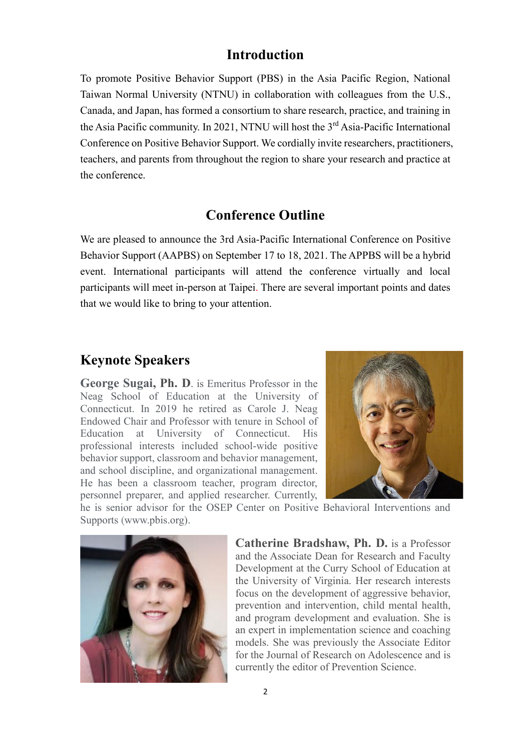## Introduction

To promote Positive Behavior Support (PBS) in the Asia Pacific Region, National Taiwan Normal University (NTNU) in collaboration with colleagues from the U.S., Canada, and Japan, has formed a consortium to share research, practice, and training in the Asia Pacific community. In 2021, NTNU will host the 3rd Asia-Pacific International Conference on Positive Behavior Support. We cordially invite researchers, practitioners, teachers, and parents from throughout the region to share your research and practice at the conference.

## Conference Outline

We are pleased to announce the 3rd Asia-Pacific International Conference on Positive Behavior Support (AAPBS) on September 17 to 18, 2021. The APPBS will be a hybrid event. International participants will attend the conference virtually and local participants will meet in-person at Taipei. There are several important points and dates that we would like to bring to your attention.

## Keynote Speakers

**George Sugai, Ph. D**. is Emeritus Professor in the Neag School of Education at the University of Connecticut. In 2019 he retired as Carole J. Neag Endowed Chair and Professor with tenure in School of Education at University of Connecticut. His professional interests included school-wide positive behavior support, classroom and behavior management, and school discipline, and organizational management. He has been a classroom teacher, program director, personnel preparer, and applied researcher. Currently, he is senior advisor for the OSEP Center on Positive Behavioral Interventions and Supports (www.pbis.org).

**Catherine Bradshaw, Ph. D.** is a Professor and the Associate Dean for Research and Faculty Development at the Curry School of Education at the University of Virginia. Her research interests focus on the development of aggressive behavior, prevention and intervention, child mental health, and program development and evaluation. She is an expert in implementation science and coaching models. She was previously the Associate Editor for the Journal of Research on Adolescence and is currently the editor of Prevention Science.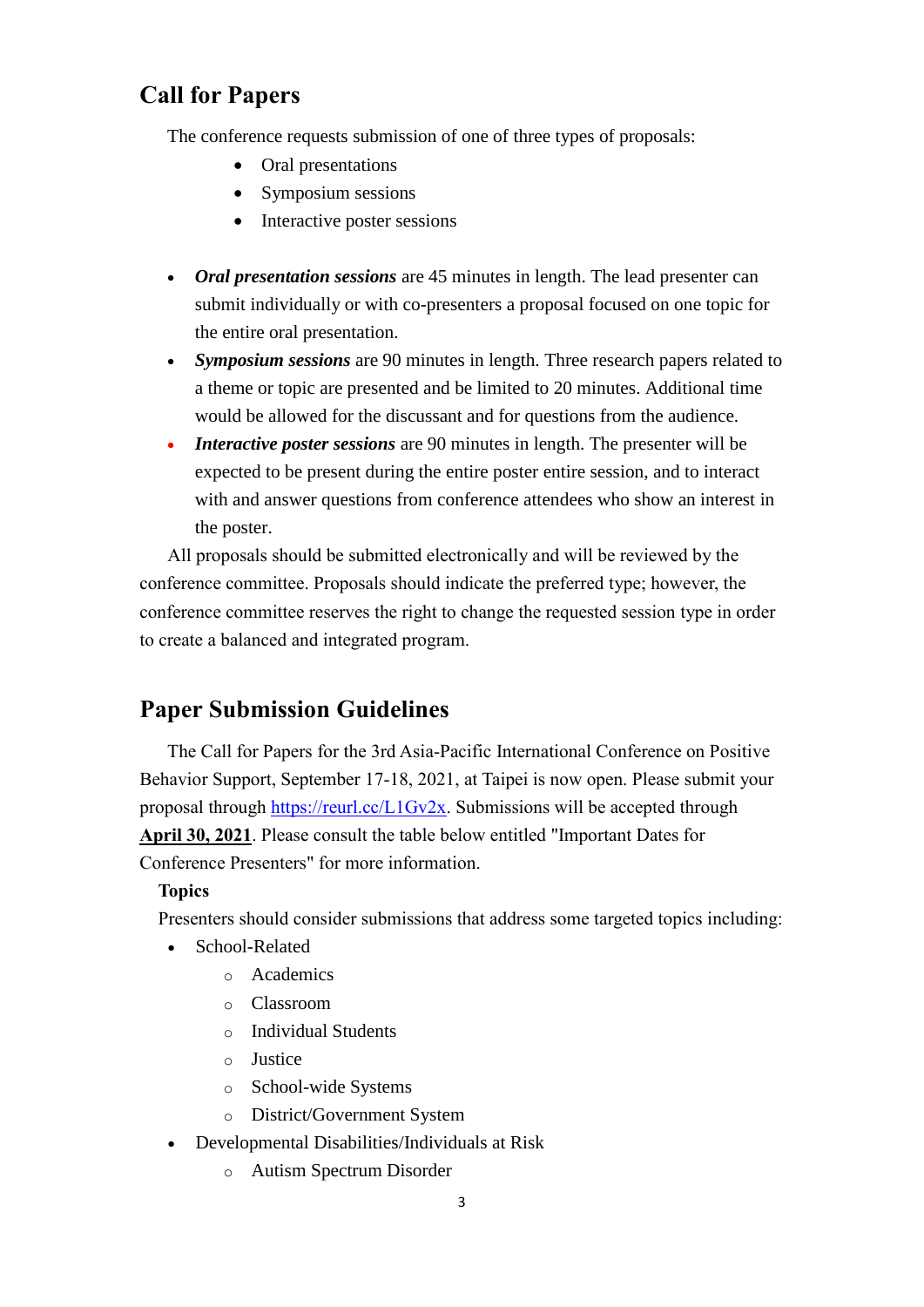## Call for Papers

The conference requests submission of one of three types of proposals:

- Oral presentations
- Symposium sessions
- Interactive poster sessions

- ***Oral presentation sessions*** are 45 minutes in length. The lead presenter can submit individually or with co-presenters a proposal focused on one topic for the entire oral presentation.
- ***Symposium sessions*** are 90 minutes in length. Three research papers related to a theme or topic are presented and be limited to 20 minutes. Additional time would be allowed for the discussant and for questions from the audience.
- ***Interactive poster sessions*** are 90 minutes in length. The presenter will be expected to be present during the entire poster entire session, and to interact with and answer questions from conference attendees who show an interest in the poster.

All proposals should be submitted electronically and will be reviewed by the conference committee. Proposals should indicate the preferred type; however, the conference committee reserves the right to change the requested session type in order to create a balanced and integrated program.

## Paper Submission Guidelines

The Call for Papers for the 3rd Asia-Pacific International Conference on Positive Behavior Support, September 17-18, 2021, at Taipei is now open. Please submit your proposal through https://reurl.cc/L1Gv2x. Submissions will be accepted through **April 30, 2021**. Please consult the table below entitled "Important Dates for Conference Presenters" for more information.

**Topics**

Presenters should consider submissions that address some targeted topics including:

- School-Related
  - Academics
  - Classroom
  - Individual Students
  - Justice
  - School-wide Systems
  - District/Government System
- Developmental Disabilities/Individuals at Risk
  - Autism Spectrum Disorder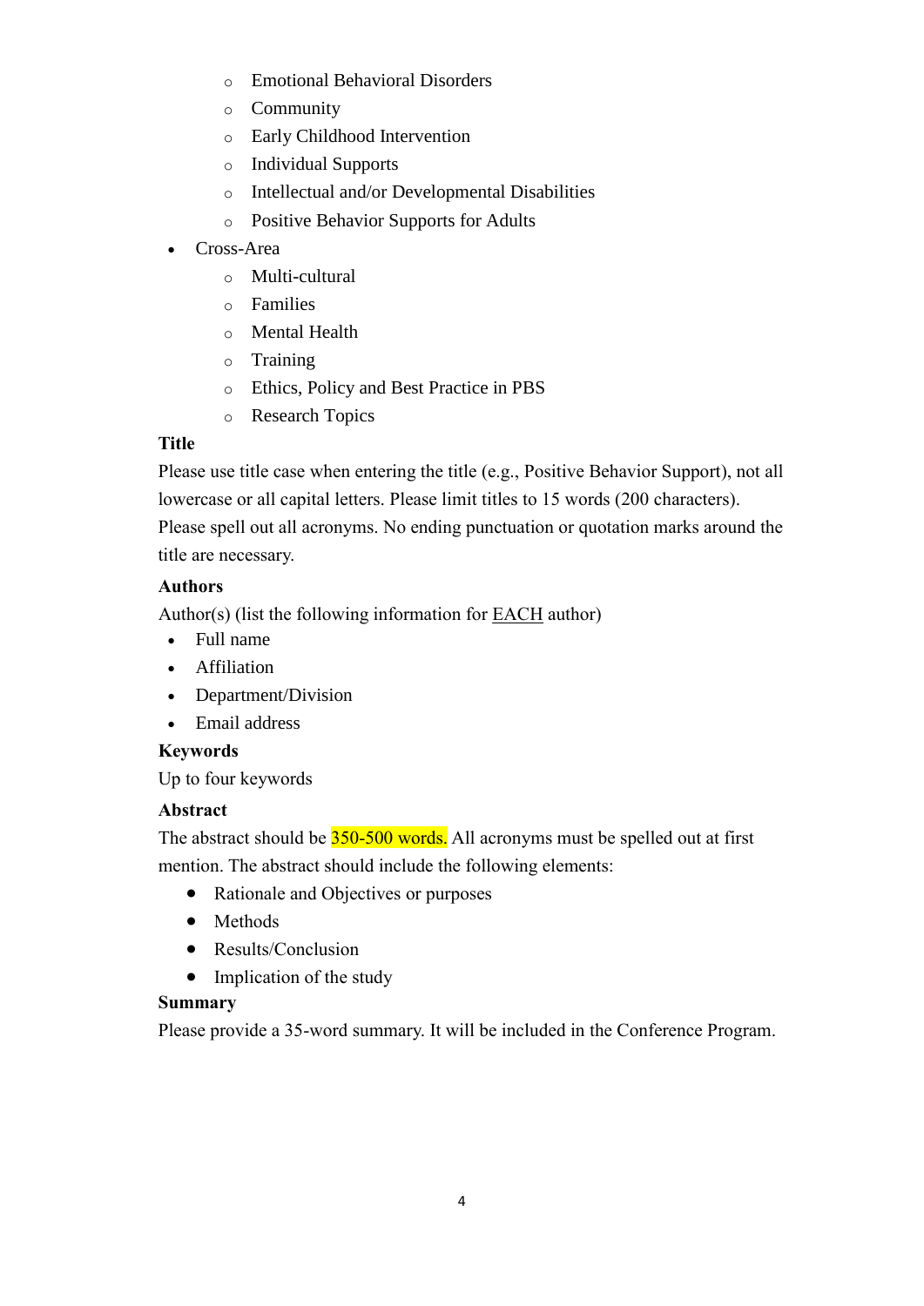- Emotional Behavioral Disorders
    - Community
    - Early Childhood Intervention
    - Individual Supports
    - Intellectual and/or Developmental Disabilities
    - Positive Behavior Supports for Adults
- Cross-Area
    - Multi-cultural
    - Families
    - Mental Health
    - Training
    - Ethics, Policy and Best Practice in PBS
    - Research Topics

**Title**

Please use title case when entering the title (e.g., Positive Behavior Support), not all lowercase or all capital letters. Please limit titles to 15 words (200 characters). Please spell out all acronyms. No ending punctuation or quotation marks around the title are necessary.

**Authors**

Author(s) (list the following information for EACH author)

- Full name
- Affiliation
- Department/Division
- Email address

**Keywords**

Up to four keywords

**Abstract**

The abstract should be 350-500 words. All acronyms must be spelled out at first mention. The abstract should include the following elements:

- Rationale and Objectives or purposes
- Methods
- Results/Conclusion
- Implication of the study

**Summary**

Please provide a 35-word summary. It will be included in the Conference Program.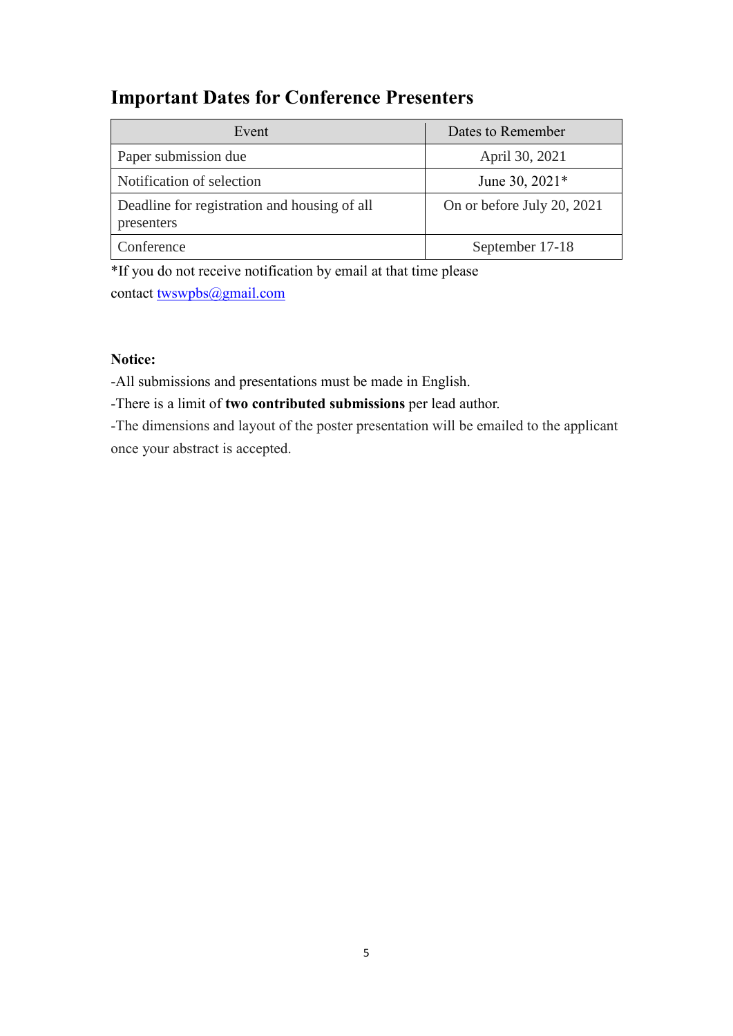## Important Dates for Conference Presenters

| Event | Dates to Remember |
| --- | --- |
| Paper submission due | April 30, 2021 |
| Notification of selection | June 30, 2021* |
| Deadline for registration and housing of all presenters | On or before July 20, 2021 |
| Conference | September 17-18 |

*If you do not receive notification by email at that time please contact twswpbs@gmail.com

**Notice:**

-All submissions and presentations must be made in English.

-There is a limit of **two contributed submissions** per lead author.

-The dimensions and layout of the poster presentation will be emailed to the applicant once your abstract is accepted.